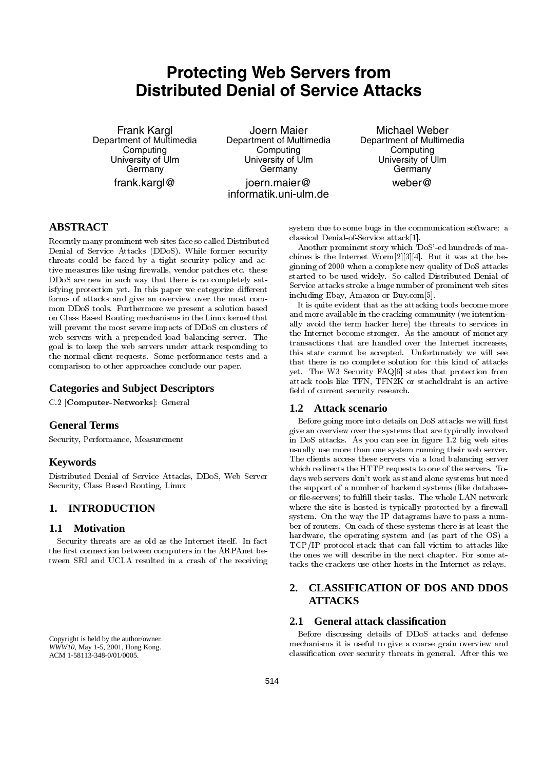# Protecting Web Servers from Distributed Denial of Service Attacks

Frank Kargl
Department of Multimedia Computing
University of Ulm
Germany
frank.kargl@

Joern Maier
Department of Multimedia Computing
University of Ulm
Germany
joern.maier@
informatik.uni-ulm.de

Michael Weber
Department of Multimedia Computing
University of Ulm
Germany
weber@

## ABSTRACT

Recently many prominent web sites face so called Distributed Denial of Service Attacks (DDoS). While former security threats could be faced by a tight security policy and active measures like using firewalls, vendor patches etc. these DDoS are new in such way that there is no completely satisfying protection yet. In this paper we categorize different forms of attacks and give an overview over the most common DDoS tools. Furthermore we present a solution based on Class Based Routing mechanisms in the Linux kernel that will prevent the most severe impacts of DDoS on clusters of web servers with a prepended load balancing server. The goal is to keep the web servers under attack responding to the normal client requests. Some performance tests and a comparison to other approaches conclude our paper.

### Categories and Subject Descriptors

C.2 [**Computer-Networks**]: General

### General Terms

Security, Performance, Measurement

### Keywords

Distributed Denial of Service Attacks, DDoS, Web Server Security, Class Based Routing, Linux

## 1. INTRODUCTION

### 1.1 Motivation

Security threats are as old as the Internet itself. In fact the first connection between computers in the ARPAnet between SRI and UCLA resulted in a crash of the receiving system due to some bugs in the communication software: a classical Denial-of-Service attack[1].

Another prominent story which 'DoS'-ed hundreds of machines is the Internet Worm[2][3][4]. But it was at the beginning of 2000 when a complete new quality of DoS attacks started to be used widely. So called Distributed Denial of Service attacks stroke a huge number of prominent web sites including Ebay, Amazon or Buy.com[5].

It is quite evident that as the attacking tools become more and more available in the cracking community (we intentionally avoid the term hacker here) the threats to services in the Internet become stronger. As the amount of monetary transactions that are handled over the Internet increases, this state cannot be accepted. Unfortunately we will see that there is no complete solution for this kind of attacks yet. The W3 Security FAQ[6] states that protection from attack tools like TFN, TFN2K or stacheldraht is an active field of current security research.

### 1.2 Attack scenario

Before going more into details on DoS attacks we will first give an overview over the systems that are typically involved in DoS attacks. As you can see in figure 1.2 big web sites usually use more than one system running their web server. The clients access these servers via a load balancing server which redirects the HTTP requests to one of the servers. Todays web servers don't work as stand alone systems but need the support of a number of backend systems (like database- or file-servers) to fulfill their tasks. The whole LAN network where the site is hosted is typically protected by a firewall system. On the way the IP datagrams have to pass a number of routers. On each of these systems there is at least the hardware, the operating system and (as part of the OS) a TCP/IP protocol stack that can fall victim to attacks like the ones we will describe in the next chapter. For some attacks the crackers use other hosts in the Internet as relays.

## 2. CLASSIFICATION OF DOS AND DDOS ATTACKS

### 2.1 General attack classification

Before discussing details of DDoS attacks and defense mechanisms it is useful to give a coarse grain overview and classification over security threats in general. After this we

Copyright is held by the author/owner.
*WWW10*, May 1-5, 2001, Hong Kong.
ACM 1-58113-348-0/01/0005.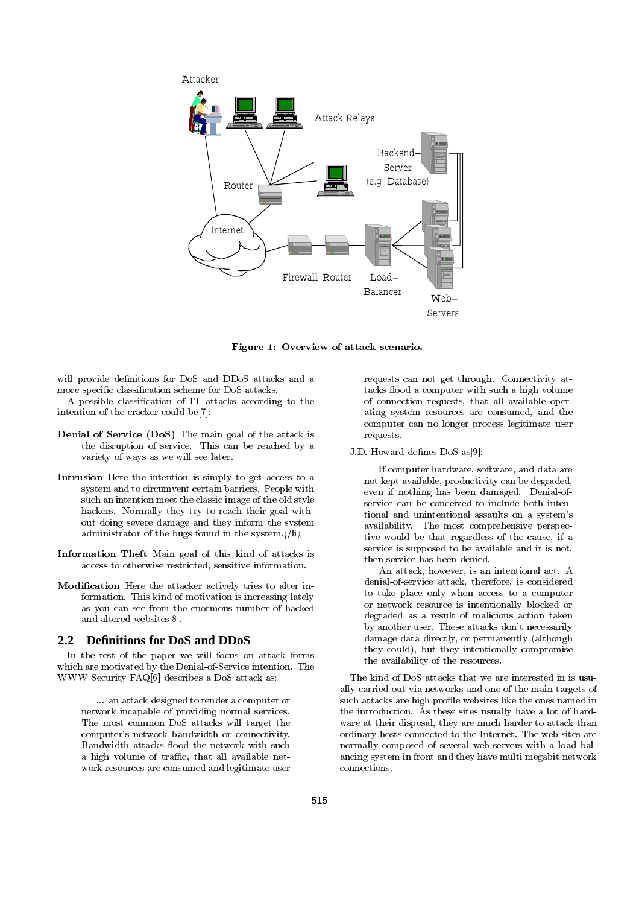Figure 1: Overview of attack scenario.

will provide definitions for DoS and DDoS attacks and a more specific classification scheme for DoS attacks.

A possible classification of IT attacks according to the intention of the cracker could be[7]:

**Denial of Service (DoS)** The main goal of the attack is the disruption of service. This can be reached by a variety of ways as we will see later.

**Intrusion** Here the intention is simply to get access to a system and to circumvent certain barriers. People with such an intention meet the classic image of the old style hackers. Normally they try to reach their goal without doing severe damage and they inform the system administrator of the bugs found in the system.¡/li¿

**Information Theft** Main goal of this kind of attacks is access to otherwise restricted, sensitive information.

**Modification** Here the attacker actively tries to alter information. This kind of motivation is increasing lately as you can see from the enormous number of hacked and altered websites[8].

## 2.2 Definitions for DoS and DDoS

In the rest of the paper we will focus on attack forms which are motivated by the Denial-of-Service intention. The WWW Security FAQ[6] describes a DoS attack as:

> ... an attack designed to render a computer or network incapable of providing normal services. The most common DoS attacks will target the computer's network bandwidth or connectivity. Bandwidth attacks flood the network with such a high volume of traffic, that all available network resources are consumed and legitimate user requests can not get through. Connectivity attacks flood a computer with such a high volume of connection requests, that all available operating system resources are consumed, and the computer can no longer process legitimate user requests.

J.D. Howard defines DoS as[9]:

> If computer hardware, software, and data are not kept available, productivity can be degraded, even if nothing has been damaged. Denial-of-service can be conceived to include both intentional and unintentional assaults on a system's availability. The most comprehensive perspective would be that regardless of the cause, if a service is supposed to be available and it is not, then service has been denied.
>
> An attack, however, is an intentional act. A denial-of-service attack, therefore, is considered to take place only when access to a computer or network resource is intentionally blocked or degraded as a result of malicious action taken by another user. These attacks don't necessarily damage data directly, or permanently (although they could), but they intentionally compromise the availability of the resources.

The kind of DoS attacks that we are interested in is usually carried out via networks and one of the main targets of such attacks are high profile websites like the ones named in the introduction. As these sites usually have a lot of hardware at their disposal, they are much harder to attack than ordinary hosts connected to the Internet. The web sites are normally composed of several web-servers with a load balancing system in front and they have multi megabit network connections.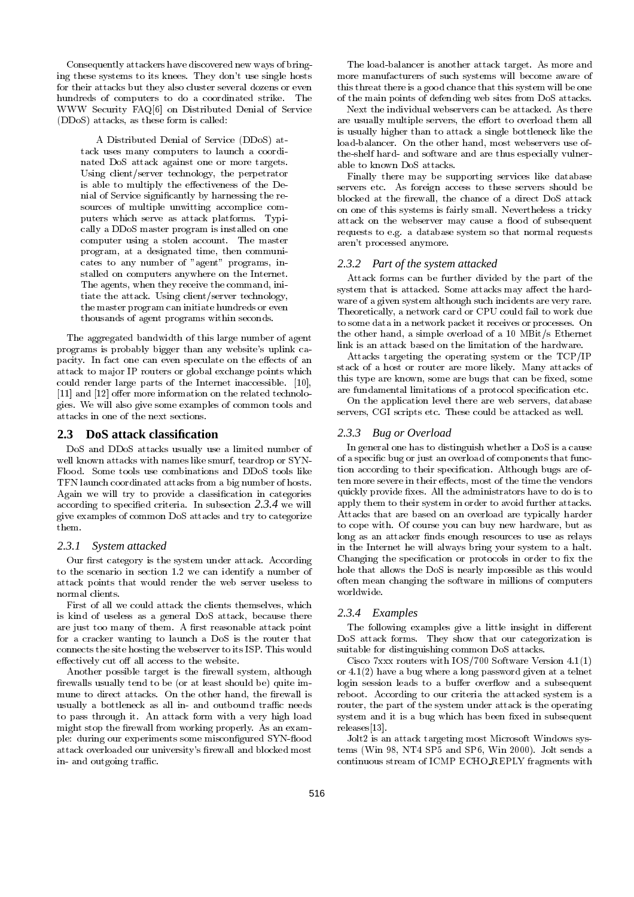Consequently attackers have discovered new ways of bringing these systems to its knees. They don't use single hosts for their attacks but they also cluster several dozens or even hundreds of computers to do a coordinated strike. The WWW Security FAQ[6] on Distributed Denial of Service (DDoS) attacks, as these form is called:

> A Distributed Denial of Service (DDoS) attack uses many computers to launch a coordinated DoS attack against one or more targets. Using client/server technology, the perpetrator is able to multiply the effectiveness of the Denial of Service significantly by harnessing the resources of multiple unwitting accomplice computers which serve as attack platforms. Typically a DDoS master program is installed on one computer using a stolen account. The master program, at a designated time, then communicates to any number of "agent" programs, installed on computers anywhere on the Internet. The agents, when they receive the command, initiate the attack. Using client/server technology, the master program can initiate hundreds or even thousands of agent programs within seconds.

The aggregated bandwidth of this large number of agent programs is probably bigger than any website's uplink capacity. In fact one can even speculate on the effects of an attack to major IP routers or global exchange points which could render large parts of the Internet inaccessible. [10], [11] and [12] offer more information on the related technologies. We will also give some examples of common tools and attacks in one of the next sections.

## 2.3 DoS attack classification

DoS and DDoS attacks usually use a limited number of well known attacks with names like smurf, teardrop or SYN-Flood. Some tools use combinations and DDoS tools like TFN launch coordinated attacks from a big number of hosts. Again we will try to provide a classification in categories according to specified criteria. In subsection *2.3.4* we will give examples of common DoS attacks and try to categorize them.

### *2.3.1 System attacked*

Our first category is the system under attack. According to the scenario in section 1.2 we can identify a number of attack points that would render the web server useless to normal clients.

First of all we could attack the clients themselves, which is kind of useless as a general DoS attack, because there are just too many of them. A first reasonable attack point for a cracker wanting to launch a DoS is the router that connects the site hosting the webserver to its ISP. This would effectively cut off all access to the website.

Another possible target is the firewall system, although firewalls usually tend to be (or at least should be) quite immune to direct attacks. On the other hand, the firewall is usually a bottleneck as all in- and outbound traffic needs to pass through it. An attack form with a very high load might stop the firewall from working properly. As an example: during our experiments some misconfigured SYN-flood attack overloaded our university's firewall and blocked most in- and outgoing traffic.

The load-balancer is another attack target. As more and more manufacturers of such systems will become aware of this threat there is a good chance that this system will be one of the main points of defending web sites from DoS attacks.

Next the individual webservers can be attacked. As there are usually multiple servers, the effort to overload them all is usually higher than to attack a single bottleneck like the load-balancer. On the other hand, most webservers use off-the-shelf hard- and software and are thus especially vulnerable to known DoS attacks.

Finally there may be supporting services like database servers etc. As foreign access to these servers should be blocked at the firewall, the chance of a direct DoS attack on one of this systems is fairly small. Nevertheless a tricky attack on the webserver may cause a flood of subsequent requests to e.g. a database system so that normal requests aren't processed anymore.

### *2.3.2 Part of the system attacked*

Attack forms can be further divided by the part of the system that is attacked. Some attacks may affect the hardware of a given system although such incidents are very rare. Theoretically, a network card or CPU could fail to work due to some data in a network packet it receives or processes. On the other hand, a simple overload of a 10 MBit/s Ethernet link is an attack based on the limitation of the hardware.

Attacks targeting the operating system or the TCP/IP stack of a host or router are more likely. Many attacks of this type are known, some are bugs that can be fixed, some are fundamental limitations of a protocol specification etc.

On the application level there are web servers, database servers, CGI scripts etc. These could be attacked as well.

### *2.3.3 Bug or Overload*

In general one has to distinguish whether a DoS is a cause of a specific bug or just an overload of components that function according to their specification. Although bugs are often more severe in their effects, most of the time the vendors quickly provide fixes. All the administrators have to do is to apply them to their system in order to avoid further attacks. Attacks that are based on an overload are typically harder to cope with. Of course you can buy new hardware, but as long as an attacker finds enough resources to use as relays in the Internet he will always bring your system to a halt. Changing the specification or protocols in order to fix the hole that allows the DoS is nearly impossible as this would often mean changing the software in millions of computers worldwide.

### *2.3.4 Examples*

The following examples give a little insight in different DoS attack forms. They show that our categorization is suitable for distinguishing common DoS attacks.

Cisco 7xxx routers with IOS/700 Software Version 4.1(1) or 4.1(2) have a bug where a long password given at a telnet login session leads to a buffer overflow and a subsequent reboot. According to our criteria the attacked system is a router, the part of the system under attack is the operating system and it is a bug which has been fixed in subsequent releases[13].

Jolt2 is an attack targeting most Microsoft Windows systems (Win 98, NT4 SP5 and SP6, Win 2000). Jolt sends a continuous stream of ICMP ECHO_REPLY fragments with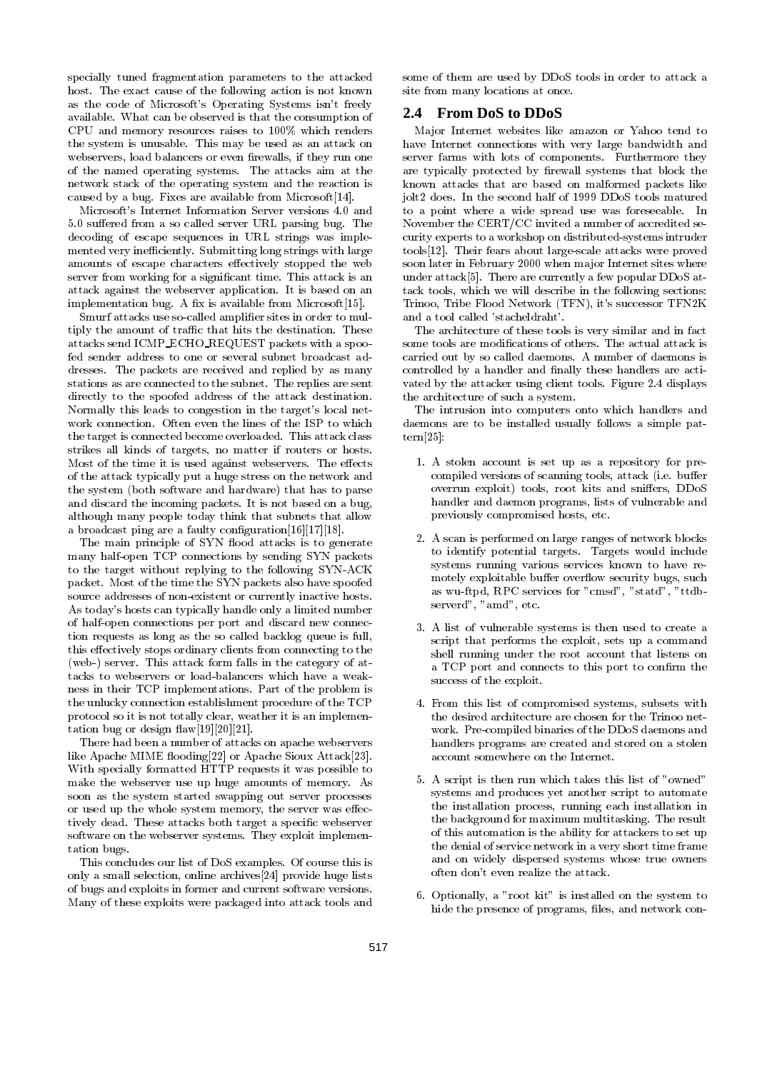specially tuned fragmentation parameters to the attacked host. The exact cause of the following action is not known as the code of Microsoft's Operating Systems isn't freely available. What can be observed is that the consumption of CPU and memory resources raises to 100% which renders the system is unusable. This may be used as an attack on webservers, load balancers or even firewalls, if they run one of the named operating systems. The attacks aim at the network stack of the operating system and the reaction is caused by a bug. Fixes are available from Microsoft[14].

Microsoft's Internet Information Server versions 4.0 and 5.0 suffered from a so called server URL parsing bug. The decoding of escape sequences in URL strings was implemented very inefficiently. Submitting long strings with large amounts of escape characters effectively stopped the web server from working for a significant time. This attack is an attack against the webserver application. It is based on an implementation bug. A fix is available from Microsoft[15].

Smurf attacks use so-called amplifier sites in order to multiply the amount of traffic that hits the destination. These attacks send ICMP_ECHO_REQUEST packets with a spoofed sender address to one or several subnet broadcast addresses. The packets are received and replied by as many stations as are connected to the subnet. The replies are sent directly to the spoofed address of the attack destination. Normally this leads to congestion in the target's local network connection. Often even the lines of the ISP to which the target is connected become overloaded. This attack class strikes all kinds of targets, no matter if routers or hosts. Most of the time it is used against webservers. The effects of the attack typically put a huge stress on the network and the system (both software and hardware) that has to parse and discard the incoming packets. It is not based on a bug, although many people today think that subnets that allow a broadcast ping are a faulty configuration[16][17][18].

The main principle of SYN flood attacks is to generate many half-open TCP connections by sending SYN packets to the target without replying to the following SYN-ACK packet. Most of the time the SYN packets also have spoofed source addresses of non-existent or currently inactive hosts. As today's hosts can typically handle only a limited number of half-open connections per port and discard new connection requests as long as the so called backlog queue is full, this effectively stops ordinary clients from connecting to the (web-) server. This attack form falls in the category of attacks to webservers or load-balancers which have a weakness in their TCP implementations. Part of the problem is the unlucky connection establishment procedure of the TCP protocol so it is not totally clear, weather it is an implementation bug or design flaw[19][20][21].

There had been a number of attacks on apache webservers like Apache MIME flooding[22] or Apache Sioux Attack[23]. With specially formatted HTTP requests it was possible to make the webserver use up huge amounts of memory. As soon as the system started swapping out server processes or used up the whole system memory, the server was effectively dead. These attacks both target a specific webserver software on the webserver systems. They exploit implementation bugs.

This concludes our list of DoS examples. Of course this is only a small selection, online archives[24] provide huge lists of bugs and exploits in former and current software versions. Many of these exploits were packaged into attack tools and some of them are used by DDoS tools in order to attack a site from many locations at once.

## 2.4 From DoS to DDoS

Major Internet websites like amazon or Yahoo tend to have Internet connections with very large bandwidth and server farms with lots of components. Furthermore they are typically protected by firewall systems that block the known attacks that are based on malformed packets like jolt2 does. In the second half of 1999 DDoS tools matured to a point where a wide spread use was foreseeable. In November the CERT/CC invited a number of accredited security experts to a workshop on distributed-systems intruder tools[12]. Their fears about large-scale attacks were proved soon later in February 2000 when major Internet sites where under attack[5]. There are currently a few popular DDoS attack tools, which we will describe in the following sections: Trinoo, Tribe Flood Network (TFN), it's successor TFN2K and a tool called 'stacheldraht'.

The architecture of these tools is very similar and in fact some tools are modifications of others. The actual attack is carried out by so called daemons. A number of daemons is controlled by a handler and finally these handlers are activated by the attacker using client tools. Figure 2.4 displays the architecture of such a system.

The intrusion into computers onto which handlers and daemons are to be installed usually follows a simple pattern[25]:

1. A stolen account is set up as a repository for pre-compiled versions of scanning tools, attack (i.e. buffer overrun exploit) tools, root kits and sniffers, DDoS handler and daemon programs, lists of vulnerable and previously compromised hosts, etc.

2. A scan is performed on large ranges of network blocks to identify potential targets. Targets would include systems running various services known to have remotely exploitable buffer overflow security bugs, such as wu-ftpd, RPC services for "cmsd", "statd", "ttdbserverd", "amd", etc.

3. A list of vulnerable systems is then used to create a script that performs the exploit, sets up a command shell running under the root account that listens on a TCP port and connects to this port to confirm the success of the exploit.

4. From this list of compromised systems, subsets with the desired architecture are chosen for the Trinoo network. Pre-compiled binaries of the DDoS daemons and handlers programs are created and stored on a stolen account somewhere on the Internet.

5. A script is then run which takes this list of "owned" systems and produces yet another script to automate the installation process, running each installation in the background for maximum multitasking. The result of this automation is the ability for attackers to set up the denial of service network in a very short time frame and on widely dispersed systems whose true owners often don't even realize the attack.

6. Optionally, a "root kit" is installed on the system to hide the presence of programs, files, and network con-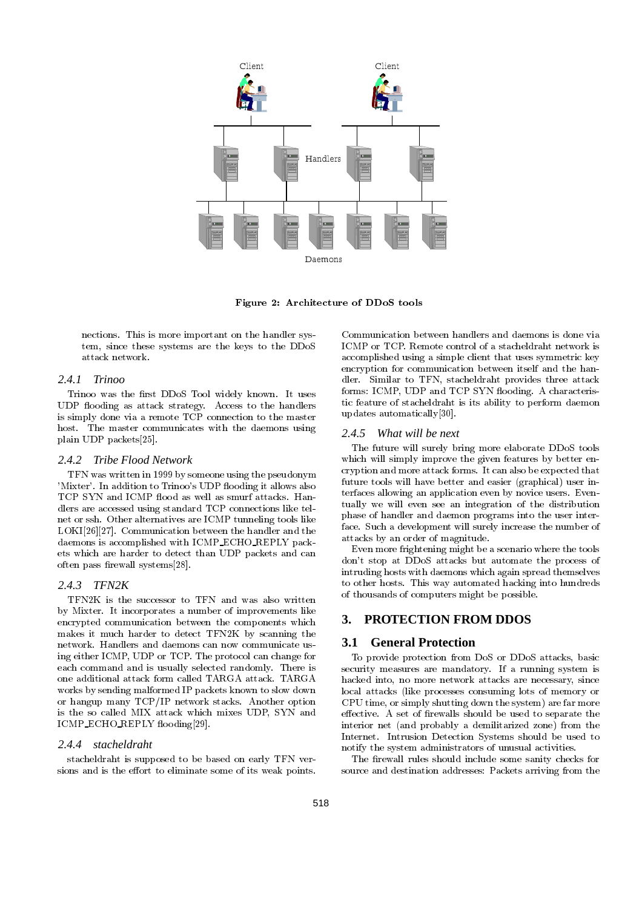Client Client

Handlers

Daemons

**Figure 2: Architecture of DDoS tools**

nections. This is more important on the handler system, since these systems are the keys to the DDoS attack network.

### 2.4.1 Trinoo

Trinoo was the first DDoS Tool widely known. It uses UDP flooding as attack strategy. Access to the handlers is simply done via a remote TCP connection to the master host. The master communicates with the daemons using plain UDP packets[25].

### 2.4.2 Tribe Flood Network

TFN was written in 1999 by someone using the pseudonym 'Mixter'. In addition to Trinoo's UDP flooding it allows also TCP SYN and ICMP flood as well as smurf attacks. Handlers are accessed using standard TCP connections like telnet or ssh. Other alternatives are ICMP tunneling tools like LOKI[26][27]. Communication between the handler and the daemons is accomplished with ICMP_ECHO_REPLY packets which are harder to detect than UDP packets and can often pass firewall systems[28].

### 2.4.3 TFN2K

TFN2K is the successor to TFN and was also written by Mixter. It incorporates a number of improvements like encrypted communication between the components which makes it much harder to detect TFN2K by scanning the network. Handlers and daemons can now communicate using either ICMP, UDP or TCP. The protocol can change for each command and is usually selected randomly. There is one additional attack form called TARGA attack. TARGA works by sending malformed IP packets known to slow down or hangup many TCP/IP network stacks. Another option is the so called MIX attack which mixes UDP, SYN and ICMP_ECHO_REPLY flooding[29].

### 2.4.4 stacheldraht

stacheldraht is supposed to be based on early TFN versions and is the effort to eliminate some of its weak points. Communication between handlers and daemons is done via ICMP or TCP. Remote control of a stacheldraht network is accomplished using a simple client that uses symmetric key encryption for communication between itself and the handler. Similar to TFN, stacheldraht provides three attack forms: ICMP, UDP and TCP SYN flooding. A characteristic feature of stacheldraht is its ability to perform daemon updates automatically[30].

### 2.4.5 What will be next

The future will surely bring more elaborate DDoS tools which will simply improve the given features by better encryption and more attack forms. It can also be expected that future tools will have better and easier (graphical) user interfaces allowing an application even by novice users. Eventually we will even see an integration of the distribution phase of handler and daemon programs into the user interface. Such a development will surely increase the number of attacks by an order of magnitude.

Even more frightening might be a scenario where the tools don't stop at DDoS attacks but automate the process of intruding hosts with daemons which again spread themselves to other hosts. This way automated hacking into hundreds of thousands of computers might be possible.

# 3. PROTECTION FROM DDOS

## 3.1 General Protection

To provide protection from DoS or DDoS attacks, basic security measures are mandatory. If a running system is hacked into, no more network attacks are necessary, since local attacks (like processes consuming lots of memory or CPU time, or simply shutting down the system) are far more effective. A set of firewalls should be used to separate the interior net (and probably a demilitarized zone) from the Internet. Intrusion Detection Systems should be used to notify the system administrators of unusual activities.

The firewall rules should include some sanity checks for source and destination addresses: Packets arriving from the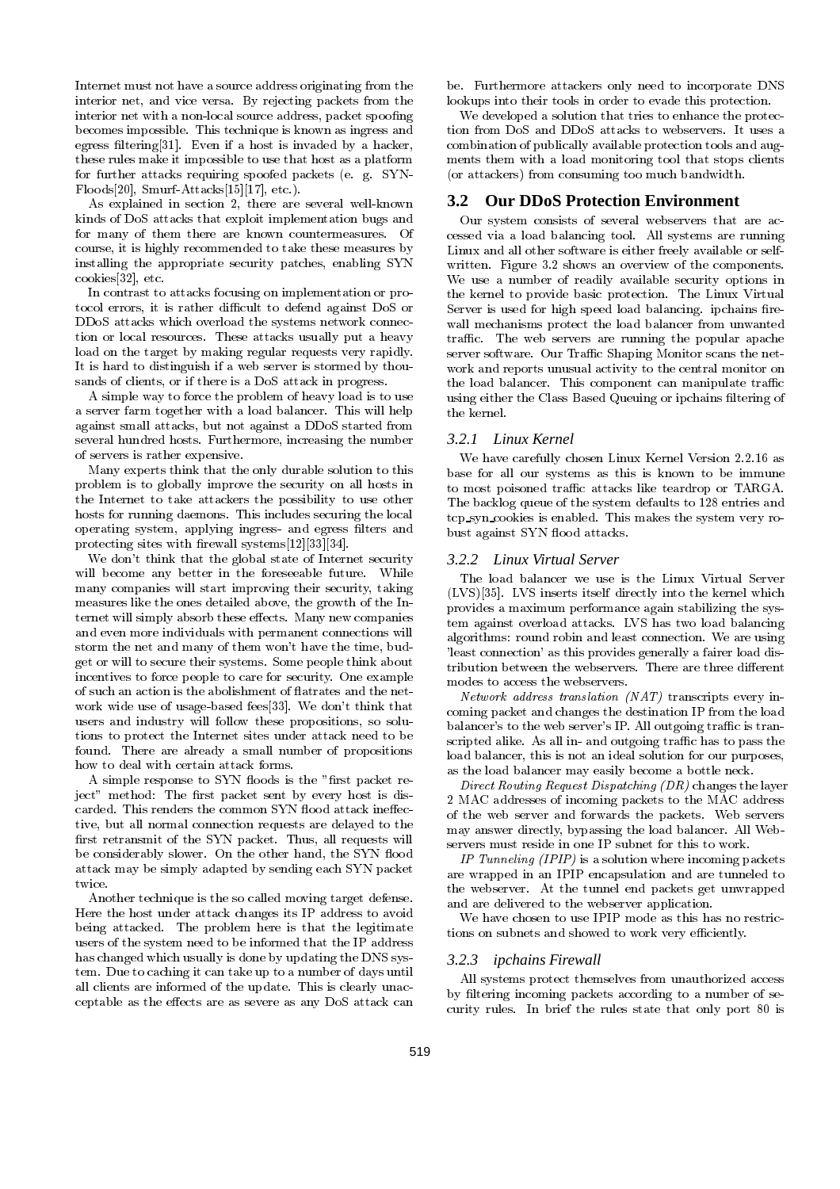Internet must not have a source address originating from the interior net, and vice versa. By rejecting packets from the interior net with a non-local source address, packet spoofing becomes impossible. This technique is known as ingress and egress filtering[31]. Even if a host is invaded by a hacker, these rules make it impossible to use that host as a platform for further attacks requiring spoofed packets (e. g. SYN-Floods[20], Smurf-Attacks[15][17], etc.).

As explained in section 2, there are several well-known kinds of DoS attacks that exploit implementation bugs and for many of them there are known countermeasures. Of course, it is highly recommended to take these measures by installing the appropriate security patches, enabling SYN cookies[32], etc.

In contrast to attacks focusing on implementation or protocol errors, it is rather difficult to defend against DoS or DDoS attacks which overload the systems network connection or local resources. These attacks usually put a heavy load on the target by making regular requests very rapidly. It is hard to distinguish if a web server is stormed by thousands of clients, or if there is a DoS attack in progress.

A simple way to force the problem of heavy load is to use a server farm together with a load balancer. This will help against small attacks, but not against a DDoS started from several hundred hosts. Furthermore, increasing the number of servers is rather expensive.

Many experts think that the only durable solution to this problem is to globally improve the security on all hosts in the Internet to take attackers the possibility to use other hosts for running daemons. This includes securing the local operating system, applying ingress- and egress filters and protecting sites with firewall systems[12][33][34].

We don't think that the global state of Internet security will become any better in the foreseeable future. While many companies will start improving their security, taking measures like the ones detailed above, the growth of the Internet will simply absorb these effects. Many new companies and even more individuals with permanent connections will storm the net and many of them won't have the time, budget or will to secure their systems. Some people think about incentives to force people to care for security. One example of such an action is the abolishment of flatrates and the network wide use of usage-based fees[33]. We don't think that users and industry will follow these propositions, so solutions to protect the Internet sites under attack need to be found. There are already a small number of propositions how to deal with certain attack forms.

A simple response to SYN floods is the "first packet reject" method: The first packet sent by every host is discarded. This renders the common SYN flood attack ineffective, but all normal connection requests are delayed to the first retransmit of the SYN packet. Thus, all requests will be considerably slower. On the other hand, the SYN flood attack may be simply adapted by sending each SYN packet twice.

Another technique is the so called moving target defense. Here the host under attack changes its IP address to avoid being attacked. The problem here is that the legitimate users of the system need to be informed that the IP address has changed which usually is done by updating the DNS system. Due to caching it can take up to a number of days until all clients are informed of the update. This is clearly unacceptable as the effects are as severe as any DoS attack can be. Furthermore attackers only need to incorporate DNS lookups into their tools in order to evade this protection.

We developed a solution that tries to enhance the protection from DoS and DDoS attacks to webservers. It uses a combination of publically available protection tools and augments them with a load monitoring tool that stops clients (or attackers) from consuming too much bandwidth.

## 3.2 Our DDoS Protection Environment

Our system consists of several webservers that are accessed via a load balancing tool. All systems are running Linux and all other software is either freely available or self-written. Figure 3.2 shows an overview of the components. We use a number of readily available security options in the kernel to provide basic protection. The Linux Virtual Server is used for high speed load balancing. ipchains firewall mechanisms protect the load balancer from unwanted traffic. The web servers are running the popular apache server software. Our Traffic Shaping Monitor scans the network and reports unusual activity to the central monitor on the load balancer. This component can manipulate traffic using either the Class Based Queuing or ipchains filtering of the kernel.

### 3.2.1 Linux Kernel

We have carefully chosen Linux Kernel Version 2.2.16 as base for all our systems as this is known to be immune to most poisoned traffic attacks like teardrop or TARGA. The backlog queue of the system defaults to 128 entries and tcp_syn_cookies is enabled. This makes the system very robust against SYN flood attacks.

### 3.2.2 Linux Virtual Server

The load balancer we use is the Linux Virtual Server (LVS)[35]. LVS inserts itself directly into the kernel which provides a maximum performance again stabilizing the system against overload attacks. LVS has two load balancing algorithms: round robin and least connection. We are using 'least connection' as this provides generally a fairer load distribution between the webservers. There are three different modes to access the webservers.

*Network address translation (NAT)* transcripts every incoming packet and changes the destination IP from the load balancer's to the web server's IP. All outgoing traffic is transcripted alike. As all in- and outgoing traffic has to pass the load balancer, this is not an ideal solution for our purposes, as the load balancer may easily become a bottle neck.

*Direct Routing Request Dispatching (DR)* changes the layer 2 MAC addresses of incoming packets to the MAC address of the web server and forwards the packets. Web servers may answer directly, bypassing the load balancer. All Webservers must reside in one IP subnet for this to work.

*IP Tunneling (IPIP)* is a solution where incoming packets are wrapped in an IPIP encapsulation and are tunneled to the webserver. At the tunnel end packets get unwrapped and are delivered to the webserver application.

We have chosen to use IPIP mode as this has no restrictions on subnets and showed to work very efficiently.

### 3.2.3 ipchains Firewall

All systems protect themselves from unauthorized access by filtering incoming packets according to a number of security rules. In brief the rules state that only port 80 is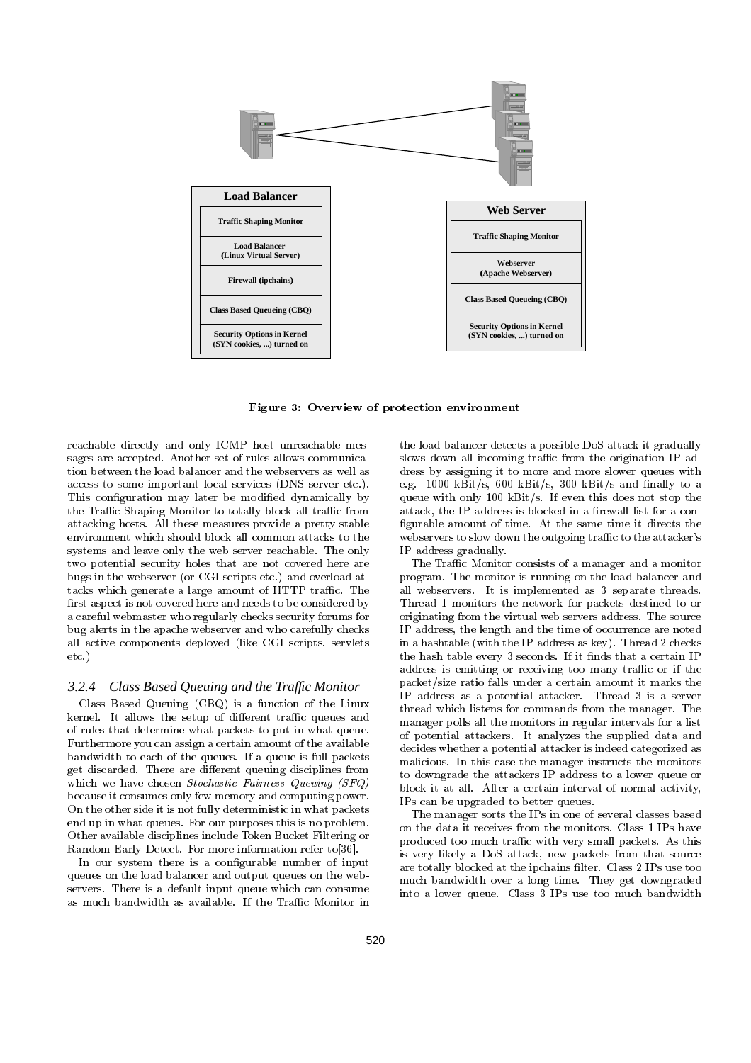Load Balancer

- Traffic Shaping Monitor
- Load Balancer (Linux Virtual Server)
- Firewall (ipchains)
- Class Based Queueing (CBQ)
- Security Options in Kernel (SYN cookies, ...) turned on

Web Server

- Traffic Shaping Monitor
- Webserver (Apache Webserver)
- Class Based Queueing (CBQ)
- Security Options in Kernel (SYN cookies, ...) turned on

**Figure 3: Overview of protection environment**

reachable directly and only ICMP host unreachable messages are accepted. Another set of rules allows communication between the load balancer and the webservers as well as access to some important local services (DNS server etc.). This configuration may later be modified dynamically by the Traffic Shaping Monitor to totally block all traffic from attacking hosts. All these measures provide a pretty stable environment which should block all common attacks to the systems and leave only the web server reachable. The only two potential security holes that are not covered here are bugs in the webserver (or CGI scripts etc.) and overload attacks which generate a large amount of HTTP traffic. The first aspect is not covered here and needs to be considered by a careful webmaster who regularly checks security forums for bug alerts in the apache webserver and who carefully checks all active components deployed (like CGI scripts, servlets etc.)

### 3.2.4 Class Based Queuing and the Traffic Monitor

Class Based Queuing (CBQ) is a function of the Linux kernel. It allows the setup of different traffic queues and of rules that determine what packets to put in what queue. Furthermore you can assign a certain amount of the available bandwidth to each of the queues. If a queue is full packets get discarded. There are different queuing disciplines from which we have chosen *Stochastic Fairness Queuing (SFQ)* because it consumes only few memory and computing power. On the other side it is not fully deterministic in what packets end up in what queues. For our purposes this is no problem. Other available disciplines include Token Bucket Filtering or Random Early Detect. For more information refer to[36].

In our system there is a configurable number of input queues on the load balancer and output queues on the webservers. There is a default input queue which can consume as much bandwidth as available. If the Traffic Monitor in the load balancer detects a possible DoS attack it gradually slows down all incoming traffic from the origination IP address by assigning it to more and more slower queues with e.g. 1000 kBit/s, 600 kBit/s, 300 kBit/s and finally to a queue with only 100 kBit/s. If even this does not stop the attack, the IP address is blocked in a firewall list for a configurable amount of time. At the same time it directs the webservers to slow down the outgoing traffic to the attacker's IP address gradually.

The Traffic Monitor consists of a manager and a monitor program. The monitor is running on the load balancer and all webservers. It is implemented as 3 separate threads. Thread 1 monitors the network for packets destined to or originating from the virtual web servers address. The source IP address, the length and the time of occurrence are noted in a hashtable (with the IP address as key). Thread 2 checks the hash table every 3 seconds. If it finds that a certain IP address is emitting or receiving too many traffic or if the packet/size ratio falls under a certain amount it marks the IP address as a potential attacker. Thread 3 is a server thread which listens for commands from the manager. The manager polls all the monitors in regular intervals for a list of potential attackers. It analyzes the supplied data and decides whether a potential attacker is indeed categorized as malicious. In this case the manager instructs the monitors to downgrade the attackers IP address to a lower queue or block it at all. After a certain interval of normal activity, IPs can be upgraded to better queues.

The manager sorts the IPs in one of several classes based on the data it receives from the monitors. Class 1 IPs have produced too much traffic with very small packets. As this is very likely a DoS attack, new packets from that source are totally blocked at the ipchains filter. Class 2 IPs use too much bandwidth over a long time. They get downgraded into a lower queue. Class 3 IPs use too much bandwidth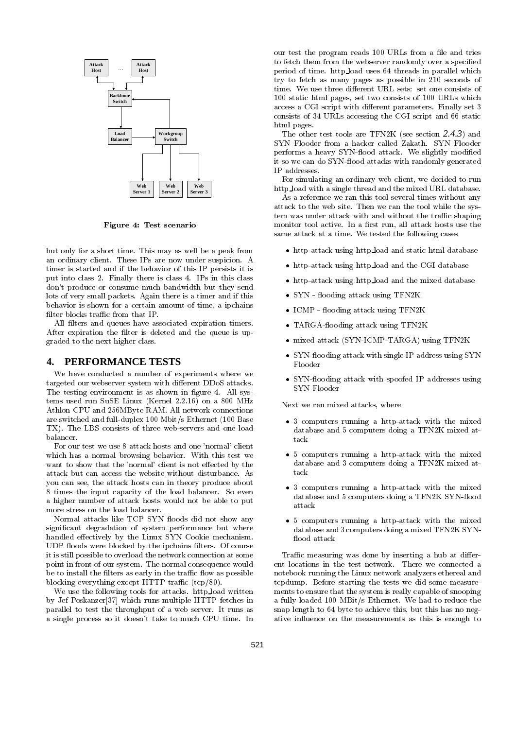Figure 4: Test scenario

but only for a short time. This may as well be a peak from an ordinary client. These IPs are now under suspicion. A timer is started and if the behavior of this IP persists it is put into class 2. Finally there is class 4. IPs in this class don't produce or consume much bandwidth but they send lots of very small packets. Again there is a timer and if this behavior is shown for a certain amount of time, a ipchains filter blocks traffic from that IP.

All filters and queues have associated expiration timers. After expiration the filter is deleted and the queue is upgraded to the next higher class.

## 4. PERFORMANCE TESTS

We have conducted a number of experiments where we targeted our webserver system with different DDoS attacks. The testing environment is as shown in figure 4. All systems used run SuSE Linux (Kernel 2.2.16) on a 800 MHz Athlon CPU and 256MByte RAM. All network connections are switched and full-duplex 100 Mbit/s Ethernet (100 Base TX). The LBS consists of three web-servers and one load balancer.

For our test we use 8 attack hosts and one 'normal' client which has a normal browsing behavior. With this test we want to show that the 'normal' client is not effected by the attack but can access the website without disturbance. As you can see, the attack hosts can in theory produce about 8 times the input capacity of the load balancer. So even a higher number of attack hosts would not be able to put more stress on the load balancer.

Normal attacks like TCP SYN floods did not show any significant degradation of system performance but where handled effectively by the Linux SYN Cookie mechanism. UDP floods were blocked by the ipchains filters. Of course it is still possible to overload the network connection at some point in front of our system. The normal consequence would be to install the filters as early in the traffic flow as possible blocking everything except HTTP traffic (tcp/80).

We use the following tools for attacks. http_load written by Jef Poskanzer[37] which runs multiple HTTP fetches in parallel to test the throughput of a web server. It runs as a single process so it doesn't take to much CPU time. In our test the program reads 100 URLs from a file and tries to fetch them from the webserver randomly over a specified period of time. http_load uses 64 threads in parallel which try to fetch as many pages as possible in 210 seconds of time. We use three different URL sets: set one consists of 100 static html pages, set two consists of 100 URLs which access a CGI script with different parameters. Finally set 3 consists of 34 URLs accessing the CGI script and 66 static html pages.

The other test tools are TFN2K (see section 2.4.3) and SYN Flooder from a hacker called Zakath. SYN Flooder performs a heavy SYN-flood attack. We slightly modified it so we can do SYN-flood attacks with randomly generated IP addresses.

For simulating an ordinary web client, we decided to run http_load with a single thread and the mixed URL database.

As a reference we ran this tool several times without any attack to the web site. Then we ran the tool while the system was under attack with and without the traffic shaping monitor tool active. In a first run, all attack hosts use the same attack at a time. We tested the following cases

- http-attack using http_load and static html database
- http-attack using http_load and the CGI database
- http-attack using http_load and the mixed database
- SYN - flooding attack using TFN2K
- ICMP - flooding attack using TFN2K
- TARGA-flooding attack using TFN2K
- mixed attack (SYN-ICMP-TARGA) using TFN2K
- SYN-flooding attack with single IP address using SYN Flooder
- SYN-flooding attack with spoofed IP addresses using SYN Flooder

Next we ran mixed attacks, where

- 3 computers running a http-attack with the mixed database and 5 computers doing a TFN2K mixed attack
- 5 computers running a http-attack with the mixed database and 3 computers doing a TFN2K mixed attack
- 3 computers running a http-attack with the mixed database and 5 computers doing a TFN2K SYN-flood attack
- 5 computers running a http-attack with the mixed database and 3 computers doing a mixed TFN2K SYN-flood attack

Traffic measuring was done by inserting a hub at different locations in the test network. There we connected a notebook running the Linux network analyzers ethereal and tcpdump. Before starting the tests we did some measurements to ensure that the system is really capable of snooping a fully loaded 100 MBit/s Ethernet. We had to reduce the snap length to 64 byte to achieve this, but this has no negative influence on the measurements as this is enough to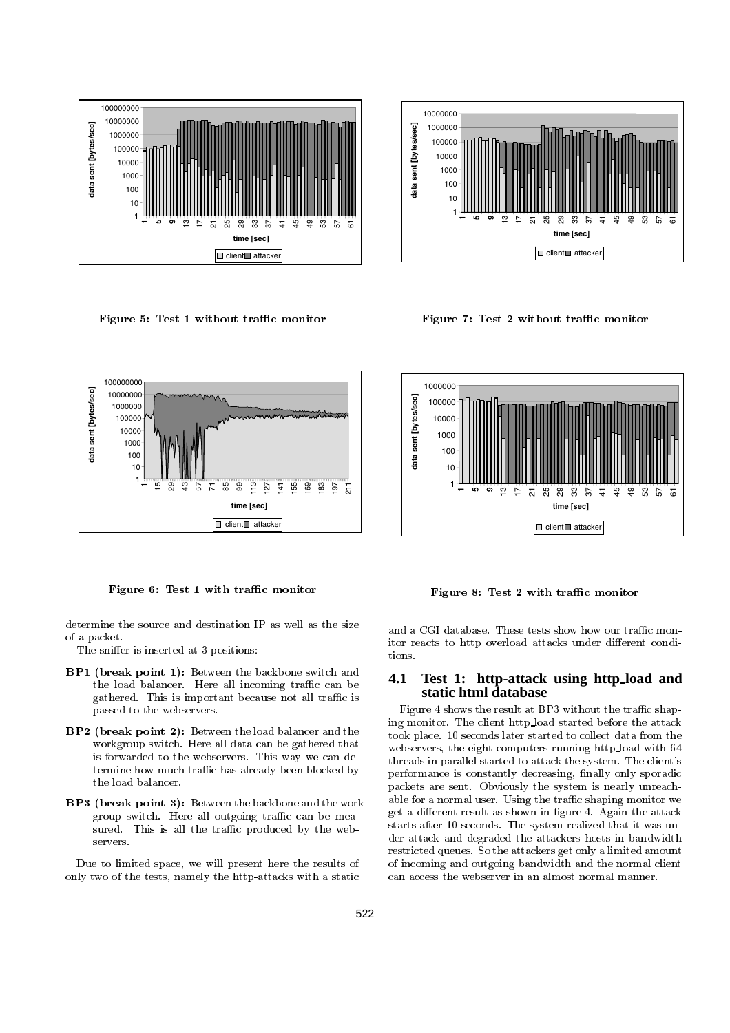Figure 5: Test 1 without traffic monitor

Figure 7: Test 2 without traffic monitor

Figure 6: Test 1 with traffic monitor

Figure 8: Test 2 with traffic monitor

determine the source and destination IP as well as the size of a packet.

The sniffer is inserted at 3 positions:

- **BP1 (break point 1):** Between the backbone switch and the load balancer. Here all incoming traffic can be gathered. This is important because not all traffic is passed to the webservers.
- **BP2 (break point 2):** Between the load balancer and the workgroup switch. Here all data can be gathered that is forwarded to the webservers. This way we can determine how much traffic has already been blocked by the load balancer.
- **BP3 (break point 3):** Between the backbone and the workgroup switch. Here all outgoing traffic can be measured. This is all the traffic produced by the webservers.

Due to limited space, we will present here the results of only two of the tests, namely the http-attacks with a static and a CGI database. These tests show how our traffic monitor reacts to http overload attacks under different conditions.

## 4.1 Test 1: http-attack using http_load and static html database

Figure 4 shows the result at BP3 without the traffic shaping monitor. The client http_load started before the attack took place. 10 seconds later started to collect data from the webservers, the eight computers running http_load with 64 threads in parallel started to attack the system. The client's performance is constantly decreasing, finally only sporadic packets are sent. Obviously the system is nearly unreachable for a normal user. Using the traffic shaping monitor we get a different result as shown in figure 4. Again the attack starts after 10 seconds. The system realized that it was under attack and degraded the attackers hosts in bandwidth restricted queues. So the attackers get only a limited amount of incoming and outgoing bandwidth and the normal client can access the webserver in an almost normal manner.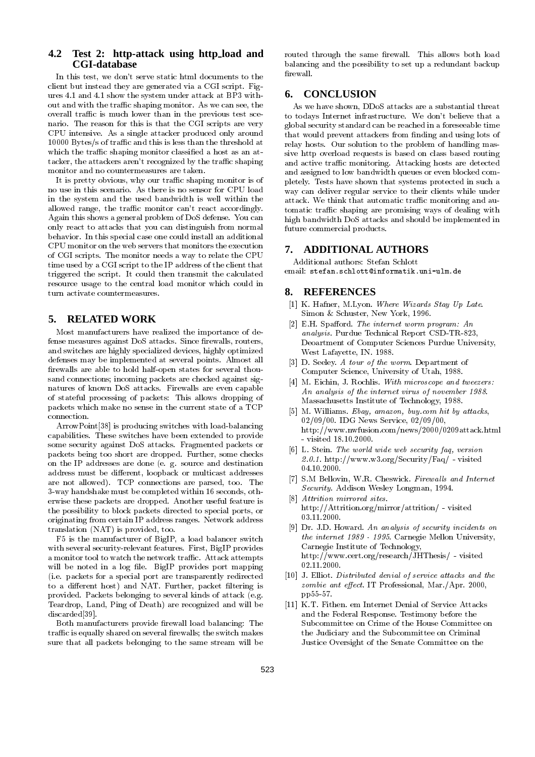### 4.2 Test 2: http-attack using http_load and CGI-database

In this test, we don't serve static html documents to the client but instead they are generated via a CGI script. Figures 4.1 and 4.1 show the system under attack at BP3 without and with the traffic shaping monitor. As we can see, the overall traffic is much lower than in the previous test scenario. The reason for this is that the CGI scripts are very CPU intensive. As a single attacker produced only around 10000 Bytes/s of traffic and this is less than the threshold at which the traffic shaping monitor classified a host as an attacker, the attackers aren't recognized by the traffic shaping monitor and no countermeasures are taken.

It is pretty obvious, why our traffic shaping monitor is of no use in this scenario. As there is no sensor for CPU load in the system and the used bandwidth is well within the allowed range, the traffic monitor can't react accordingly. Again this shows a general problem of DoS defense. You can only react to attacks that you can distinguish from normal behavior. In this special case one could install an additional CPU monitor on the web servers that monitors the execution of CGI scripts. The monitor needs a way to relate the CPU time used by a CGI script to the IP address of the client that triggered the script. It could then transmit the calculated resource usage to the central load monitor which could in turn activate countermeasures.

## 5. RELATED WORK

Most manufacturers have realized the importance of defense measures against DoS attacks. Since firewalls, routers, and switches are highly specialized devices, highly optimized defenses may be implemented at several points. Almost all firewalls are able to hold half-open states for several thousand connections; incoming packets are checked against signatures of known DoS attacks. Firewalls are even capable of stateful processing of packets: This allows dropping of packets which make no sense in the current state of a TCP connection.

ArrowPoint[38] is producing switches with load-balancing capabilities. These switches have been extended to provide some security against DoS attacks. Fragmented packets or packets being too short are dropped. Further, some checks on the IP addresses are done (e. g. source and destination address must be different, loopback or multicast addresses are not allowed). TCP connections are parsed, too. The 3-way handshake must be completed within 16 seconds, otherwise these packets are dropped. Another useful feature is the possibility to block packets directed to special ports, or originating from certain IP address ranges. Network address translation (NAT) is provided, too.

F5 is the manufacturer of BigIP, a load balancer switch with several security-relevant features. First, BigIP provides a monitor tool to watch the network traffic. Attack attempts will be noted in a log file. BigIP provides port mapping (i.e. packets for a special port are transparently redirected to a different host) and NAT. Further, packet filtering is provided. Packets belonging to several kinds of attack (e.g. Teardrop, Land, Ping of Death) are recognized and will be discarded[39].

Both manufacturers provide firewall load balancing: The traffic is equally shared on several firewalls; the switch makes sure that all packets belonging to the same stream will be routed through the same firewall. This allows both load balancing and the possibility to set up a redundant backup firewall.

## 6. CONCLUSION

As we have shown, DDoS attacks are a substantial threat to todays Internet infrastructure. We don't believe that a global security standard can be reached in a foreseeable time that would prevent attackers from finding and using lots of relay hosts. Our solution to the problem of handling massive http overload requests is based on class based routing and active traffic monitoring. Attacking hosts are detected and assigned to low bandwidth queues or even blocked completely. Tests have shown that systems protected in such a way can deliver regular service to their clients while under attack. We think that automatic traffic monitoring and automatic traffic shaping are promising ways of dealing with high bandwidth DoS attacks and should be implemented in future commercial products.

## 7. ADDITIONAL AUTHORS

Additional authors: Stefan Schlott
email: `stefan.schlott@informatik.uni-ulm.de`

## 8. REFERENCES

[1] K. Hafner, M.Lyon. *Where Wizards Stay Up Late*. Simon & Schuster, New York, 1996.

[2] E.H. Spafford. *The internet worm program: An analysis*. Purdue Technical Report CSD-TR-823, Deoartment of Computer Sciences Purdue University, West Lafayette, IN. 1988.

[3] D. Seeley. *A tour of the worm*. Department of Computer Science, University of Utah, 1988.

[4] M. Eichin, J. Rochlis. *With microscope and tweezers: An analysis of the internet virus of november 1988*. Massachusetts Institute of Technology, 1988.

[5] M. Williams. *Ebay, amazon, buy.com hit by attacks*, 02/09/00. IDG News Service, 02/09/00, http://www.nwfusion.com/news/2000/0209attack.html - visited 18.10.2000.

[6] L. Stein. *The world wide web security faq, version 2.0.1*. http://www.w3.org/Security/Faq/ - visited 04.10.2000.

[7] S.M Bellovin, W.R. Cheswick. *Firewalls and Internet Security*. Addison Wesley Longman, 1994.

[8] *Attrition mirrored sites*. http://Attrition.org/mirror/attrition/ - visited 03.11.2000.

[9] Dr. J.D. Howard. *An analysis of security incidents on the internet 1989 - 1995*. Carnegie Mellon University, Carnegie Institute of Technology, http://www.cert.org/research/JHThesis/ - visited 02.11.2000.

[10] J. Elliot. *Distributed denial of service attacks and the zombie ant effect*. IT Professional, Mar./Apr. 2000, pp55-57.

[11] K.T. Fithen. em Internet Denial of Service Attacks and the Federal Response. Testimony before the Subcommittee on Crime of the House Committee on the Judiciary and the Subcommittee on Criminal Justice Oversight of the Senate Committee on the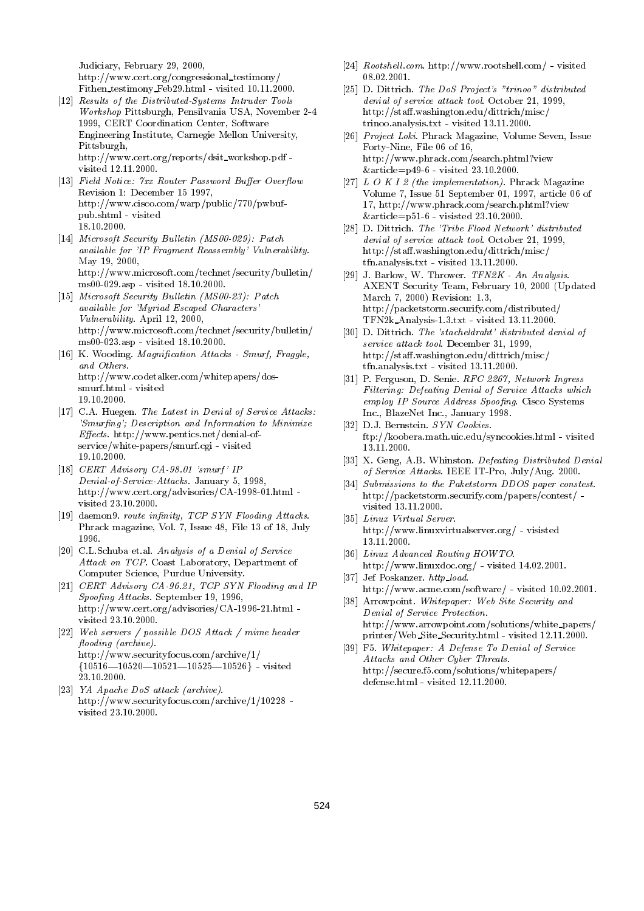Judiciary, February 29, 2000, http://www.cert.org/congressional_testimony/Fithen_testimony_Feb29.html - visited 10.11.2000.

[12] *Results of the Distributed-Systems Intruder Tools Workshop* Pittsburgh, Pensilvania USA, November 2-4 1999, CERT Coordination Center, Software Engineering Institute, Carnegie Mellon University, Pittsburgh, http://www.cert.org/reports/dsit_workshop.pdf - visited 12.11.2000.

[13] *Field Notice: 7xx Router Password Buffer Overflow* Revision 1: December 15 1997, http://www.cisco.com/warp/public/770/pwbuf-pub.shtml - visited 18.10.2000.

[14] *Microsoft Security Bulletin (MS00-029): Patch available for 'IP Fragment Reassembly' Vulnerability.* May 19, 2000, http://www.microsoft.com/technet/security/bulletin/ms00-029.asp - visited 18.10.2000.

[15] *Microsoft Security Bulletin (MS00-23): Patch available for 'Myriad Escaped Characters' Vulnerability.* April 12, 2000, http://www.microsoft.com/technet/security/bulletin/ms00-023.asp - visited 18.10.2000.

[16] K. Wooding. *Magnification Attacks - Smurf, Fraggle, and Others.* http://www.codetalker.com/whitepapers/dos-smurf.html - visited 19.10.2000.

[17] C.A. Huegen. *The Latest in Denial of Service Attacks: 'Smurfing'; Description and Information to Minimize Effects.* http://www.pentics.net/denial-of-service/white-papers/smurf.cgi - visited 19.10.2000.

[18] *CERT Advisory CA-98.01 'smurf' IP Denial-of-Service-Attacks.* January 5, 1998, http://www.cert.org/advisories/CA-1998-01.html - visited 23.10.2000.

[19] daemon9. *route infinity, TCP SYN Flooding Attacks.* Phrack magazine, Vol. 7, Issue 48, File 13 of 18, July 1996.

[20] C.L.Schuba et.al. *Analysis of a Denial of Service Attack on TCP.* Coast Laboratory, Department of Computer Science, Purdue University.

[21] *CERT Advisory CA-96.21, TCP SYN Flooding and IP Spoofing Attacks.* September 19, 1996, http://www.cert.org/advisories/CA-1996-21.html - visited 23.10.2000.

[22] *Web servers / possible DOS Attack / mime header flooding (archive).* http://www.securityfocus.com/archive/1/{10516—10520—10521—10525—10526} - visited 23.10.2000.

[23] *YA Apache DoS attack (archive).* http://www.securityfocus.com/archive/1/10228 - visited 23.10.2000.

[24] *Rootshell.com.* http://www.rootshell.com/ - visited 08.02.2001.

[25] D. Dittrich. *The DoS Project's "trinoo" distributed denial of service attack tool.* October 21, 1999, http://staff.washington.edu/dittrich/misc/trinoo.analysis.txt - visited 13.11.2000.

[26] *Project Loki.* Phrack Magazine, Volume Seven, Issue Forty-Nine, File 06 of 16, http://www.phrack.com/search.phtml?view&article=p49-6 - visited 23.10.2000.

[27] *L O K I 2 (the implementation).* Phrack Magazine Volume 7, Issue 51 September 01, 1997, article 06 of 17, http://www.phrack.com/search.phtml?view&article=p51-6 - visisted 23.10.2000.

[28] D. Dittrich. *The 'Tribe Flood Network' distributed denial of service attack tool.* October 21, 1999, http://staff.washington.edu/dittrich/misc/tfn.analysis.txt - visited 13.11.2000.

[29] J. Barlow, W. Thrower. *TFN2K - An Analysis.* AXENT Security Team, February 10, 2000 (Updated March 7, 2000) Revision: 1.3, http://packetstorm.securify.com/distributed/TFN2k_Analysis-1.3.txt - visited 13.11.2000.

[30] D. Dittrich. *The 'stacheldraht' distributed denial of service attack tool.* December 31, 1999, http://staff.washington.edu/dittrich/misc/tfn.analysis.txt - visited 13.11.2000.

[31] P. Ferguson, D. Senie. *RFC 2267, Network Ingress Filtering: Defeating Denial of Service Attacks which employ IP Source Address Spoofing.* Cisco Systems Inc., BlazeNet Inc., January 1998.

[32] D.J. Bernstein. *SYN Cookies.* ftp://koobera.math.uic.edu/syncookies.html - visited 13.11.2000.

[33] X. Geng, A.B. Whinston. *Defeating Distributed Denial of Service Attacks.* IEEE IT-Pro, July/Aug. 2000.

[34] *Submissions to the Paketstorm DDOS paper constest.* http://packetstorm.securify.com/papers/contest/ - visited 13.11.2000.

[35] *Linux Virtual Server.* http://www.linuxvirtualserver.org/ - visisted 13.11.2000.

[36] *Linux Advanced Routing HOWTO.* http://www.linuxdoc.org/ - visited 14.02.2001.

[37] Jef Poskanzer. *http_load.* http://www.acme.com/software/ - visited 10.02.2001.

[38] Arrowpoint. *Whitepaper: Web Site Security and Denial of Service Protection.* http://www.arrowpoint.com/solutions/white_papers/printer/Web_Site_Security.html - visited 12.11.2000.

[39] F5. *Whitepaper: A Defense To Denial of Service Attacks and Other Cyber Threats.* http://secure.f5.com/solutions/whitepapers/defense.html - visited 12.11.2000.